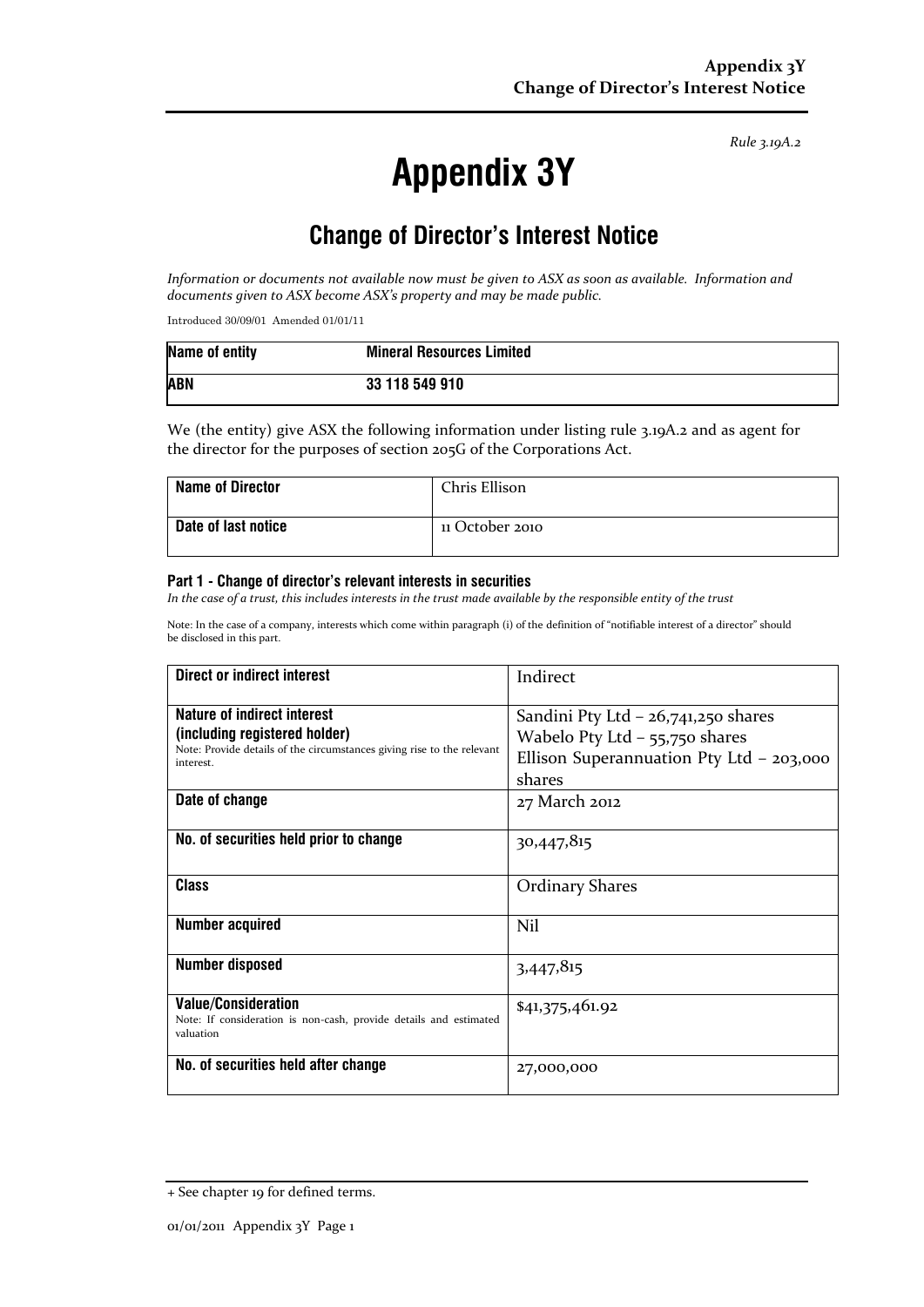*Rule 3.19A.2*

# Appendix 3Y

## Change of Director's Interest Notice

*Information or documents not available now must be given to ASX as soon as available. Information and documents given to ASX become ASX's property and may be made public.*

Introduced 30/09/01 Amended 01/01/11

| **Name of entity** | **Mineral Resources Limited** |
|---|---|
| **ABN** | **33 118 549 910** |

We (the entity) give ASX the following information under listing rule 3.19A.2 and as agent for the director for the purposes of section 205G of the Corporations Act.

| **Name of Director** | Chris Ellison |
|---|---|
| **Date of last notice** | 11 October 2010 |

#### Part 1 - Change of director's relevant interests in securities

*In the case of a trust, this includes interests in the trust made available by the responsible entity of the trust*

Note: In the case of a company, interests which come within paragraph (i) of the definition of "notifiable interest of a director" should be disclosed in this part.

| **Direct or indirect interest** | Indirect |
|---|---|
| **Nature of indirect interest (including registered holder)** Note: Provide details of the circumstances giving rise to the relevant interest. | Sandini Pty Ltd – 26,741,250 shares<br>Wabelo Pty Ltd – 55,750 shares<br>Ellison Superannuation Pty Ltd – 203,000 shares |
| **Date of change** | 27 March 2012 |
| **No. of securities held prior to change** | 30,447,815 |
| **Class** | Ordinary Shares |
| **Number acquired** | Nil |
| **Number disposed** | 3,447,815 |
| **Value/Consideration** Note: If consideration is non-cash, provide details and estimated valuation | $41,375,461.92 |
| **No. of securities held after change** | 27,000,000 |

+ See chapter 19 for defined terms.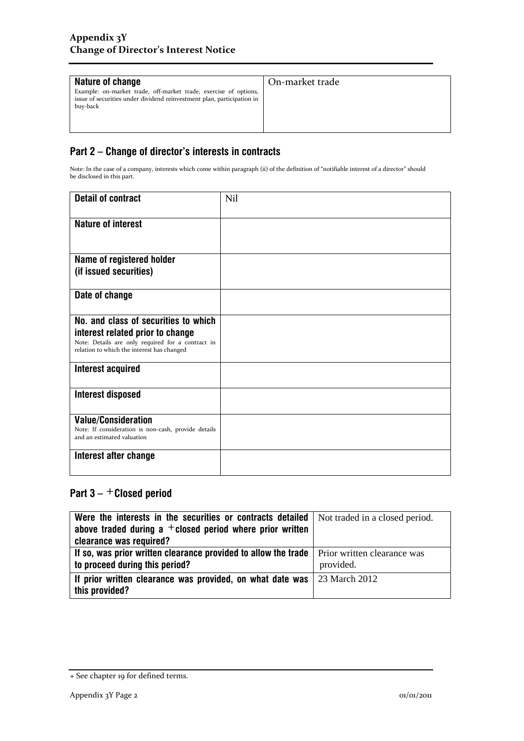| | |
|---|---|
| **Nature of change**<br>Example: on-market trade, off-market trade, exercise of options, issue of securities under dividend reinvestment plan, participation in buy-back | On-market trade |

## Part 2 – Change of director's interests in contracts

Note: In the case of a company, interests which come within paragraph (ii) of the definition of "notifiable interest of a director" should be disclosed in this part.

| | |
|---|---|
| **Detail of contract** | Nil |
| **Nature of interest** | |
| **Name of registered holder (if issued securities)** | |
| **Date of change** | |
| **No. and class of securities to which interest related prior to change**<br>Note: Details are only required for a contract in relation to which the interest has changed | |
| **Interest acquired** | |
| **Interest disposed** | |
| **Value/Consideration**<br>Note: If consideration is non-cash, provide details and an estimated valuation | |
| **Interest after change** | |

## Part 3 – +Closed period

| | |
|---|---|
| **Were the interests in the securities or contracts detailed above traded during a +closed period where prior written clearance was required?** | Not traded in a closed period. |
| **If so, was prior written clearance provided to allow the trade to proceed during this period?** | Prior written clearance was provided. |
| **If prior written clearance was provided, on what date was this provided?** | 23 March 2012 |

+ See chapter 19 for defined terms.